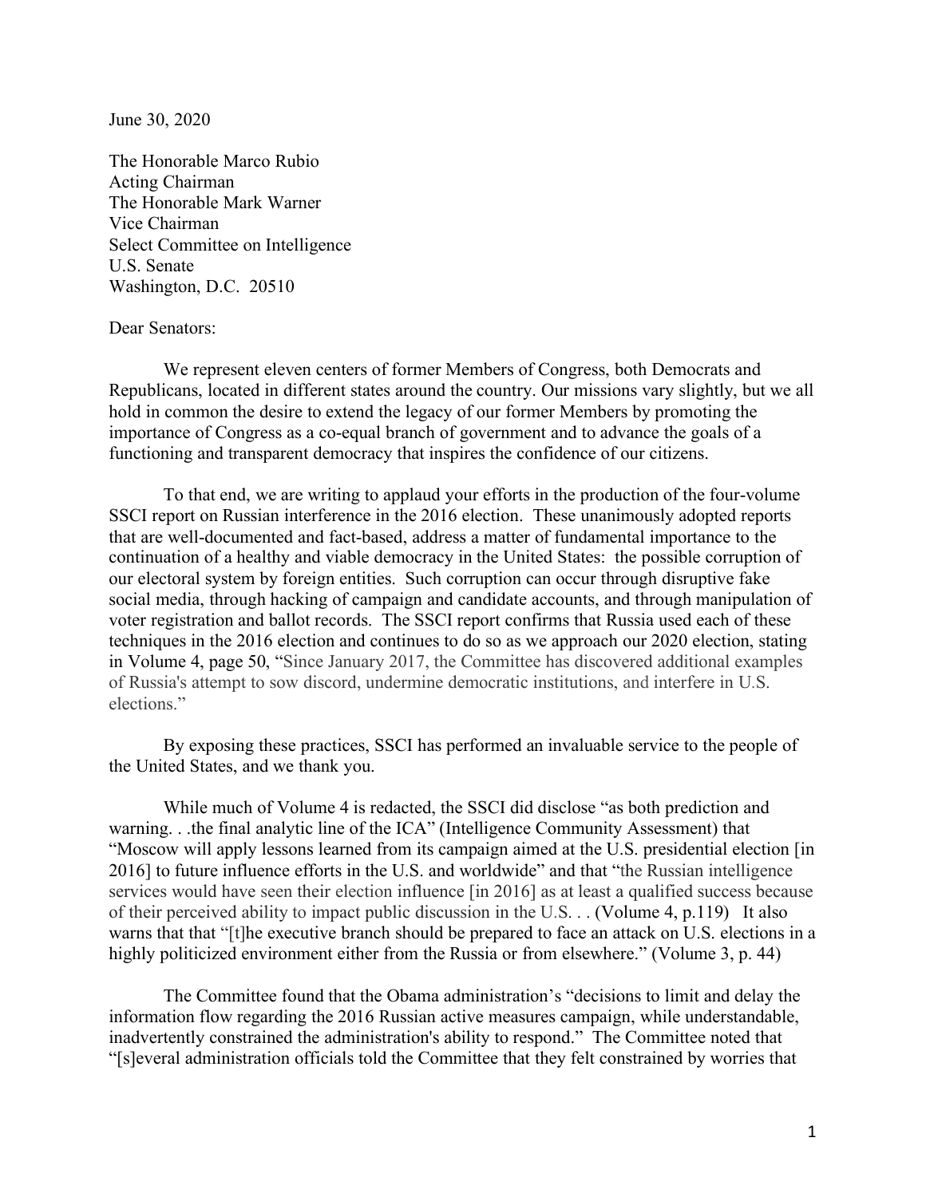June 30, 2020

The Honorable Marco Rubio
Acting Chairman
The Honorable Mark Warner
Vice Chairman
Select Committee on Intelligence
U.S. Senate
Washington, D.C. 20510

Dear Senators:

We represent eleven centers of former Members of Congress, both Democrats and Republicans, located in different states around the country. Our missions vary slightly, but we all hold in common the desire to extend the legacy of our former Members by promoting the importance of Congress as a co-equal branch of government and to advance the goals of a functioning and transparent democracy that inspires the confidence of our citizens.

To that end, we are writing to applaud your efforts in the production of the four-volume SSCI report on Russian interference in the 2016 election. These unanimously adopted reports that are well-documented and fact-based, address a matter of fundamental importance to the continuation of a healthy and viable democracy in the United States: the possible corruption of our electoral system by foreign entities. Such corruption can occur through disruptive fake social media, through hacking of campaign and candidate accounts, and through manipulation of voter registration and ballot records. The SSCI report confirms that Russia used each of these techniques in the 2016 election and continues to do so as we approach our 2020 election, stating in Volume 4, page 50, "Since January 2017, the Committee has discovered additional examples of Russia's attempt to sow discord, undermine democratic institutions, and interfere in U.S. elections."

By exposing these practices, SSCI has performed an invaluable service to the people of the United States, and we thank you.

While much of Volume 4 is redacted, the SSCI did disclose "as both prediction and warning. . .the final analytic line of the ICA" (Intelligence Community Assessment) that "Moscow will apply lessons learned from its campaign aimed at the U.S. presidential election [in 2016] to future influence efforts in the U.S. and worldwide" and that "the Russian intelligence services would have seen their election influence [in 2016] as at least a qualified success because of their perceived ability to impact public discussion in the U.S. . . (Volume 4, p.119) It also warns that that "[t]he executive branch should be prepared to face an attack on U.S. elections in a highly politicized environment either from the Russia or from elsewhere." (Volume 3, p. 44)

The Committee found that the Obama administration's "decisions to limit and delay the information flow regarding the 2016 Russian active measures campaign, while understandable, inadvertently constrained the administration's ability to respond." The Committee noted that "[s]everal administration officials told the Committee that they felt constrained by worries that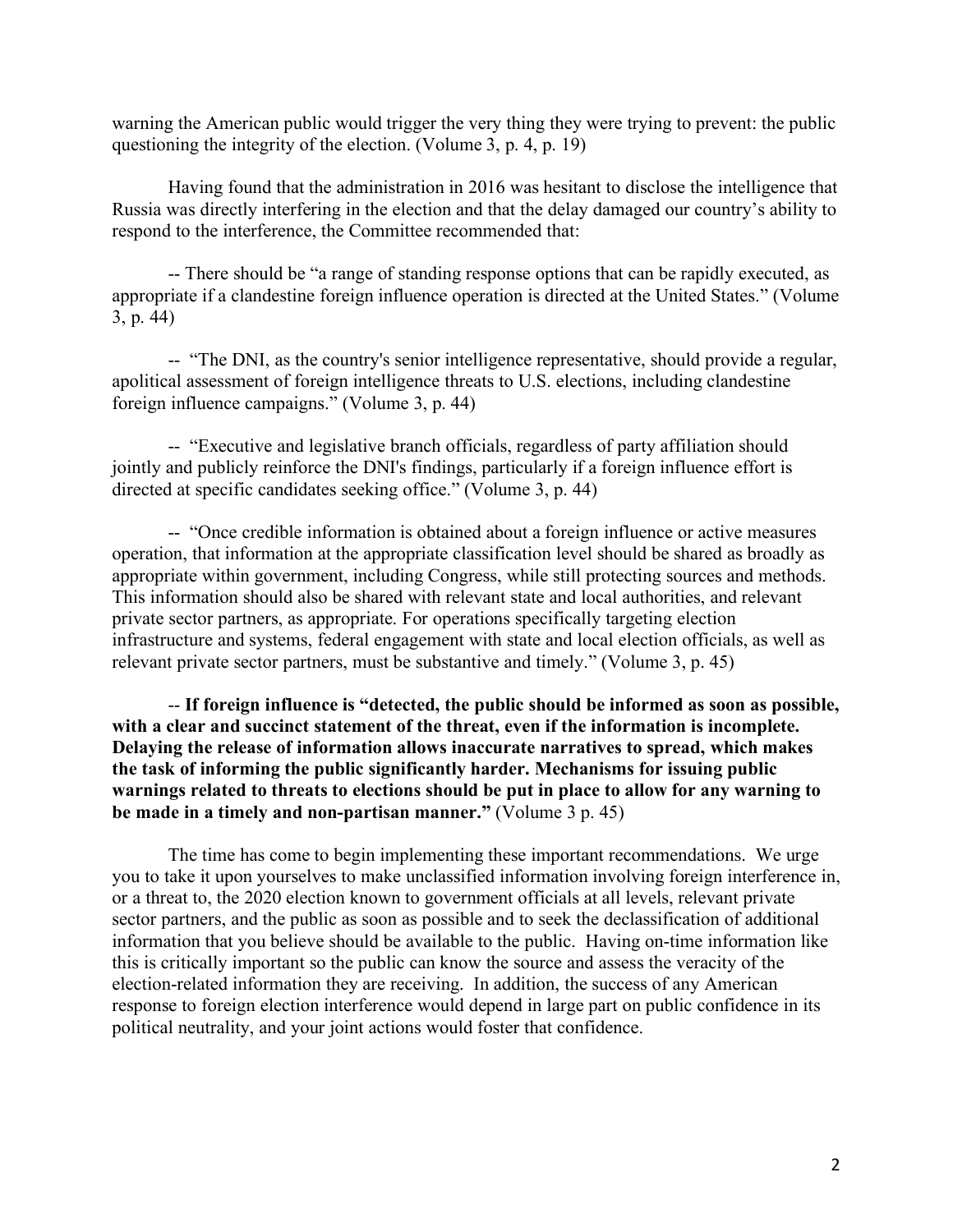warning the American public would trigger the very thing they were trying to prevent: the public questioning the integrity of the election. (Volume 3, p. 4, p. 19)

Having found that the administration in 2016 was hesitant to disclose the intelligence that Russia was directly interfering in the election and that the delay damaged our country's ability to respond to the interference, the Committee recommended that:

-- There should be "a range of standing response options that can be rapidly executed, as appropriate if a clandestine foreign influence operation is directed at the United States." (Volume 3, p. 44)

-- "The DNI, as the country's senior intelligence representative, should provide a regular, apolitical assessment of foreign intelligence threats to U.S. elections, including clandestine foreign influence campaigns." (Volume 3, p. 44)

-- "Executive and legislative branch officials, regardless of party affiliation should jointly and publicly reinforce the DNI's findings, particularly if a foreign influence effort is directed at specific candidates seeking office." (Volume 3, p. 44)

-- "Once credible information is obtained about a foreign influence or active measures operation, that information at the appropriate classification level should be shared as broadly as appropriate within government, including Congress, while still protecting sources and methods. This information should also be shared with relevant state and local authorities, and relevant private sector partners, as appropriate. For operations specifically targeting election infrastructure and systems, federal engagement with state and local election officials, as well as relevant private sector partners, must be substantive and timely." (Volume 3, p. 45)

-- **If foreign influence is "detected, the public should be informed as soon as possible, with a clear and succinct statement of the threat, even if the information is incomplete. Delaying the release of information allows inaccurate narratives to spread, which makes the task of informing the public significantly harder. Mechanisms for issuing public warnings related to threats to elections should be put in place to allow for any warning to be made in a timely and non-partisan manner."** (Volume 3 p. 45)

The time has come to begin implementing these important recommendations. We urge you to take it upon yourselves to make unclassified information involving foreign interference in, or a threat to, the 2020 election known to government officials at all levels, relevant private sector partners, and the public as soon as possible and to seek the declassification of additional information that you believe should be available to the public. Having on-time information like this is critically important so the public can know the source and assess the veracity of the election-related information they are receiving. In addition, the success of any American response to foreign election interference would depend in large part on public confidence in its political neutrality, and your joint actions would foster that confidence.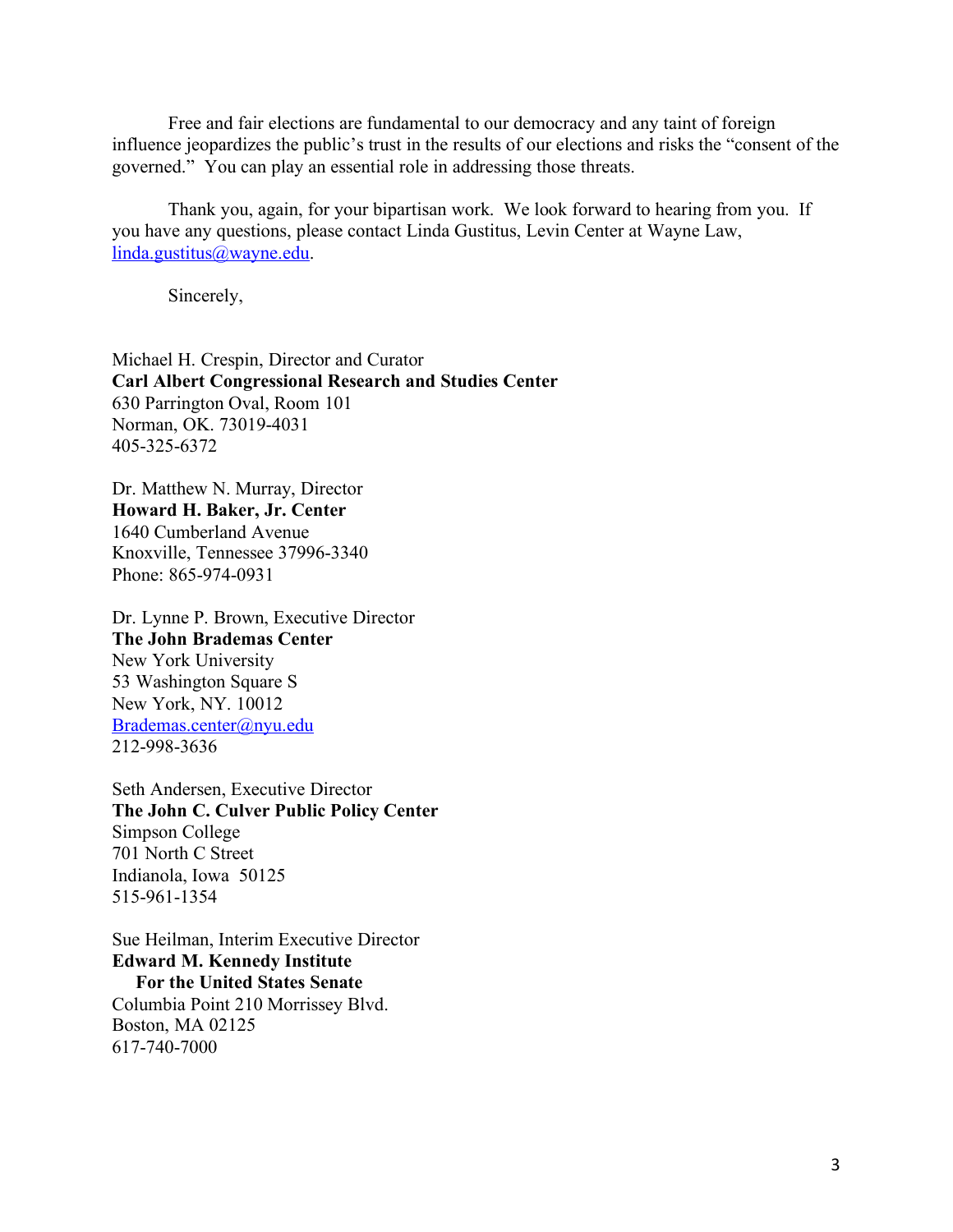Free and fair elections are fundamental to our democracy and any taint of foreign influence jeopardizes the public's trust in the results of our elections and risks the "consent of the governed." You can play an essential role in addressing those threats.

Thank you, again, for your bipartisan work. We look forward to hearing from you. If you have any questions, please contact Linda Gustitus, Levin Center at Wayne Law, linda.gustitus@wayne.edu.

Sincerely,

Michael H. Crespin, Director and Curator
**Carl Albert Congressional Research and Studies Center**
630 Parrington Oval, Room 101
Norman, OK. 73019-4031
405-325-6372

Dr. Matthew N. Murray, Director
**Howard H. Baker, Jr. Center**
1640 Cumberland Avenue
Knoxville, Tennessee 37996-3340
Phone: 865-974-0931

Dr. Lynne P. Brown, Executive Director
**The John Brademas Center**
New York University
53 Washington Square S
New York, NY. 10012
Brademas.center@nyu.edu
212-998-3636

Seth Andersen, Executive Director
**The John C. Culver Public Policy Center**
Simpson College
701 North C Street
Indianola, Iowa 50125
515-961-1354

Sue Heilman, Interim Executive Director
**Edward M. Kennedy Institute**
**For the United States Senate**
Columbia Point 210 Morrissey Blvd.
Boston, MA 02125
617-740-7000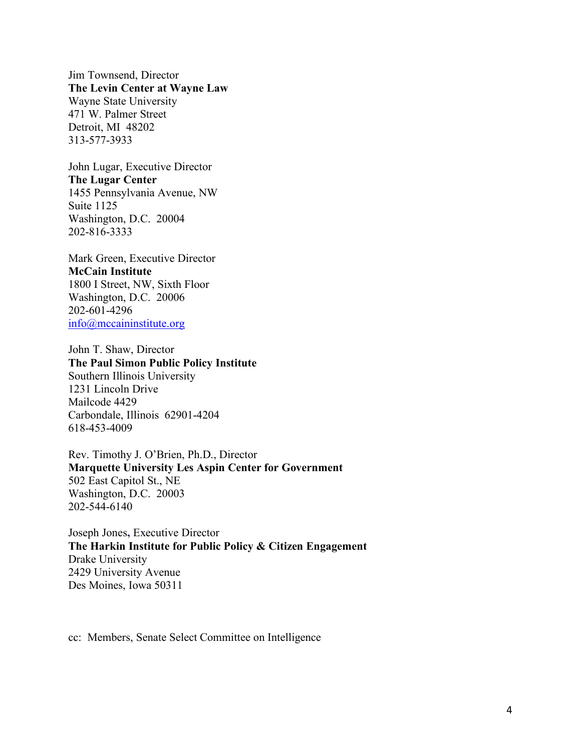Jim Townsend, Director
**The Levin Center at Wayne Law**
Wayne State University
471 W. Palmer Street
Detroit, MI  48202
313-577-3933

John Lugar, Executive Director
**The Lugar Center**
1455 Pennsylvania Avenue, NW
Suite 1125
Washington, D.C.  20004
202-816-3333

Mark Green, Executive Director
**McCain Institute**
1800 I Street, NW, Sixth Floor
Washington, D.C.  20006
202-601-4296
info@mccaininstitute.org

John T. Shaw, Director
**The Paul Simon Public Policy Institute**
Southern Illinois University
1231 Lincoln Drive
Mailcode 4429
Carbondale, Illinois  62901-4204
618-453-4009

Rev. Timothy J. O'Brien, Ph.D., Director
**Marquette University Les Aspin Center for Government**
502 East Capitol St., NE
Washington, D.C.  20003
202-544-6140

Joseph Jones, Executive Director
**The Harkin Institute for Public Policy & Citizen Engagement**
Drake University
2429 University Avenue
Des Moines, Iowa 50311

cc:  Members, Senate Select Committee on Intelligence